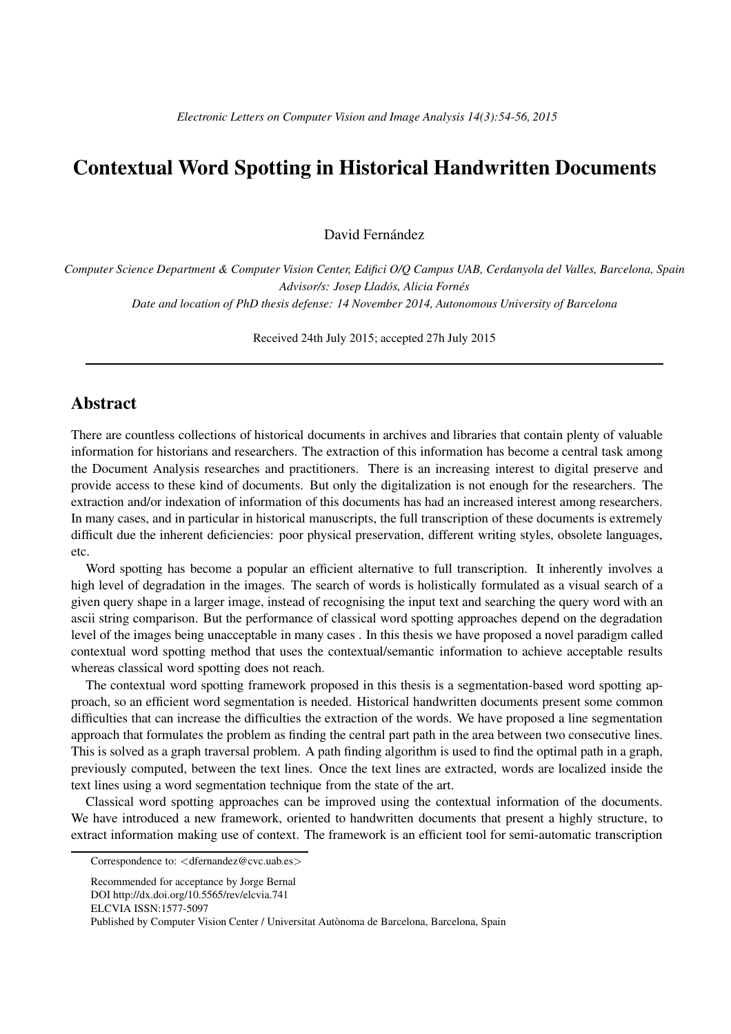# Contextual Word Spotting in Historical Handwritten Documents

David Fernández

*Computer Science Department & Computer Vision Center, Edifici O/Q Campus UAB, Cerdanyola del Valles, Barcelona, Spain*
*Advisor/s: Josep Lladós, Alicia Fornés*
*Date and location of PhD thesis defense: 14 November 2014, Autonomous University of Barcelona*

Received 24th July 2015; accepted 27h July 2015

---

## Abstract

There are countless collections of historical documents in archives and libraries that contain plenty of valuable information for historians and researchers. The extraction of this information has become a central task among the Document Analysis researches and practitioners. There is an increasing interest to digital preserve and provide access to these kind of documents. But only the digitalization is not enough for the researchers. The extraction and/or indexation of information of this documents has had an increased interest among researchers. In many cases, and in particular in historical manuscripts, the full transcription of these documents is extremely difficult due the inherent deficiencies: poor physical preservation, different writing styles, obsolete languages, etc.

Word spotting has become a popular an efficient alternative to full transcription. It inherently involves a high level of degradation in the images. The search of words is holistically formulated as a visual search of a given query shape in a larger image, instead of recognising the input text and searching the query word with an ascii string comparison. But the performance of classical word spotting approaches depend on the degradation level of the images being unacceptable in many cases . In this thesis we have proposed a novel paradigm called contextual word spotting method that uses the contextual/semantic information to achieve acceptable results whereas classical word spotting does not reach.

The contextual word spotting framework proposed in this thesis is a segmentation-based word spotting approach, so an efficient word segmentation is needed. Historical handwritten documents present some common difficulties that can increase the difficulties the extraction of the words. We have proposed a line segmentation approach that formulates the problem as finding the central part path in the area between two consecutive lines. This is solved as a graph traversal problem. A path finding algorithm is used to find the optimal path in a graph, previously computed, between the text lines. Once the text lines are extracted, words are localized inside the text lines using a word segmentation technique from the state of the art.

Classical word spotting approaches can be improved using the contextual information of the documents. We have introduced a new framework, oriented to handwritten documents that present a highly structure, to extract information making use of context. The framework is an efficient tool for semi-automatic transcription

---

Correspondence to: <dfernandez@cvc.uab.es>

Recommended for acceptance by Jorge Bernal
DOI http://dx.doi.org/10.5565/rev/elcvia.741
ELCVIA ISSN:1577-5097
Published by Computer Vision Center / Universitat Autònoma de Barcelona, Barcelona, Spain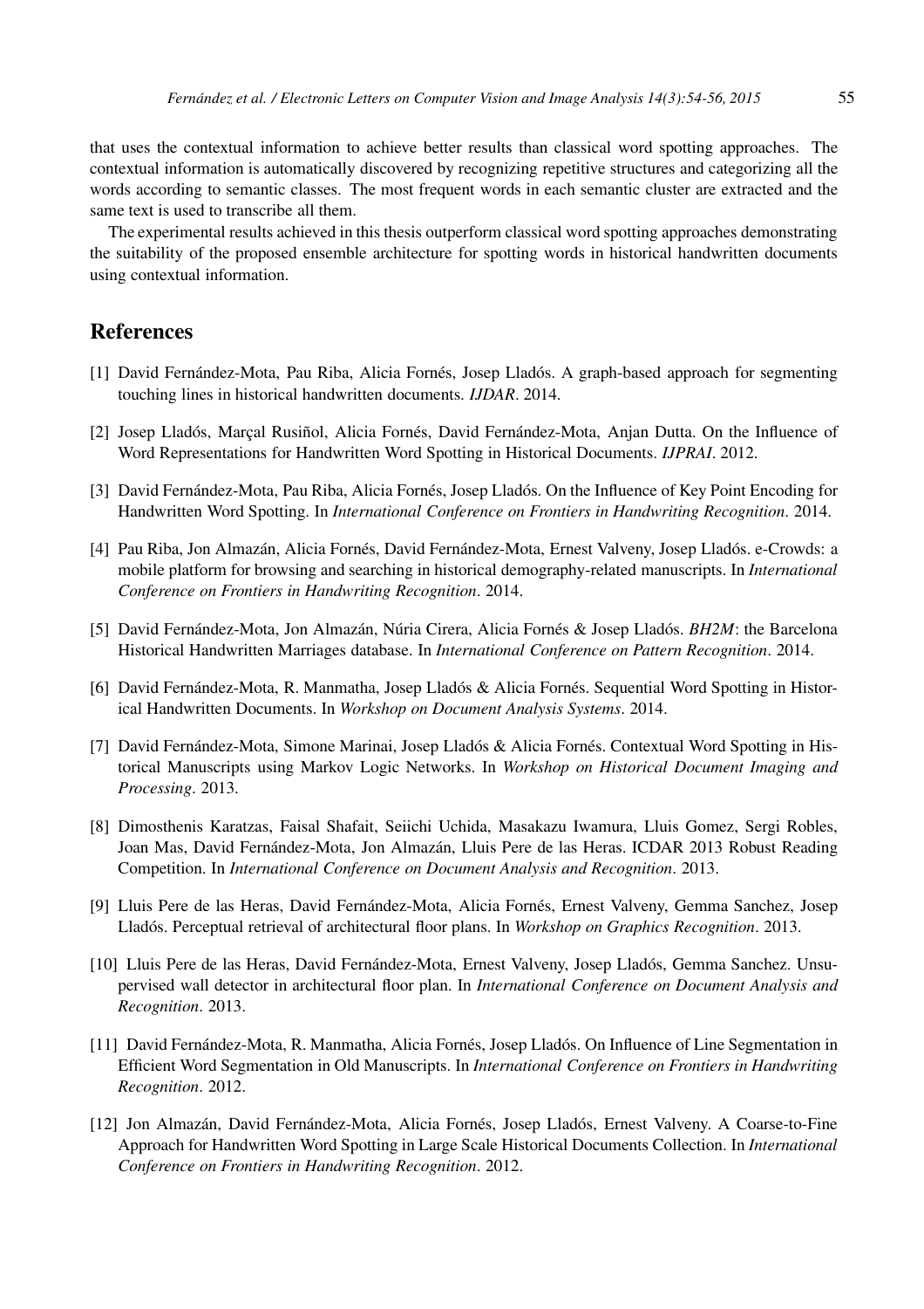that uses the contextual information to achieve better results than classical word spotting approaches. The contextual information is automatically discovered by recognizing repetitive structures and categorizing all the words according to semantic classes. The most frequent words in each semantic cluster are extracted and the same text is used to transcribe all them.

The experimental results achieved in this thesis outperform classical word spotting approaches demonstrating the suitability of the proposed ensemble architecture for spotting words in historical handwritten documents using contextual information.

## References

[1] David Fernández-Mota, Pau Riba, Alicia Fornés, Josep Lladós. A graph-based approach for segmenting touching lines in historical handwritten documents. *IJDAR*. 2014.

[2] Josep Lladós, Marçal Rusiñol, Alicia Fornés, David Fernández-Mota, Anjan Dutta. On the Influence of Word Representations for Handwritten Word Spotting in Historical Documents. *IJPRAI*. 2012.

[3] David Fernández-Mota, Pau Riba, Alicia Fornés, Josep Lladós. On the Influence of Key Point Encoding for Handwritten Word Spotting. In *International Conference on Frontiers in Handwriting Recognition*. 2014.

[4] Pau Riba, Jon Almazán, Alicia Fornés, David Fernández-Mota, Ernest Valveny, Josep Lladós. e-Crowds: a mobile platform for browsing and searching in historical demography-related manuscripts. In *International Conference on Frontiers in Handwriting Recognition*. 2014.

[5] David Fernández-Mota, Jon Almazán, Núria Cirera, Alicia Fornés & Josep Lladós. *BH2M*: the Barcelona Historical Handwritten Marriages database. In *International Conference on Pattern Recognition*. 2014.

[6] David Fernández-Mota, R. Manmatha, Josep Lladós & Alicia Fornés. Sequential Word Spotting in Historical Handwritten Documents. In *Workshop on Document Analysis Systems*. 2014.

[7] David Fernández-Mota, Simone Marinai, Josep Lladós & Alicia Fornés. Contextual Word Spotting in Historical Manuscripts using Markov Logic Networks. In *Workshop on Historical Document Imaging and Processing*. 2013.

[8] Dimosthenis Karatzas, Faisal Shafait, Seiichi Uchida, Masakazu Iwamura, Lluis Gomez, Sergi Robles, Joan Mas, David Fernández-Mota, Jon Almazán, Lluis Pere de las Heras. ICDAR 2013 Robust Reading Competition. In *International Conference on Document Analysis and Recognition*. 2013.

[9] Lluis Pere de las Heras, David Fernández-Mota, Alicia Fornés, Ernest Valveny, Gemma Sanchez, Josep Lladós. Perceptual retrieval of architectural floor plans. In *Workshop on Graphics Recognition*. 2013.

[10] Lluis Pere de las Heras, David Fernández-Mota, Ernest Valveny, Josep Lladós, Gemma Sanchez. Unsupervised wall detector in architectural floor plan. In *International Conference on Document Analysis and Recognition*. 2013.

[11] David Fernández-Mota, R. Manmatha, Alicia Fornés, Josep Lladós. On Influence of Line Segmentation in Efficient Word Segmentation in Old Manuscripts. In *International Conference on Frontiers in Handwriting Recognition*. 2012.

[12] Jon Almazán, David Fernández-Mota, Alicia Fornés, Josep Lladós, Ernest Valveny. A Coarse-to-Fine Approach for Handwritten Word Spotting in Large Scale Historical Documents Collection. In *International Conference on Frontiers in Handwriting Recognition*. 2012.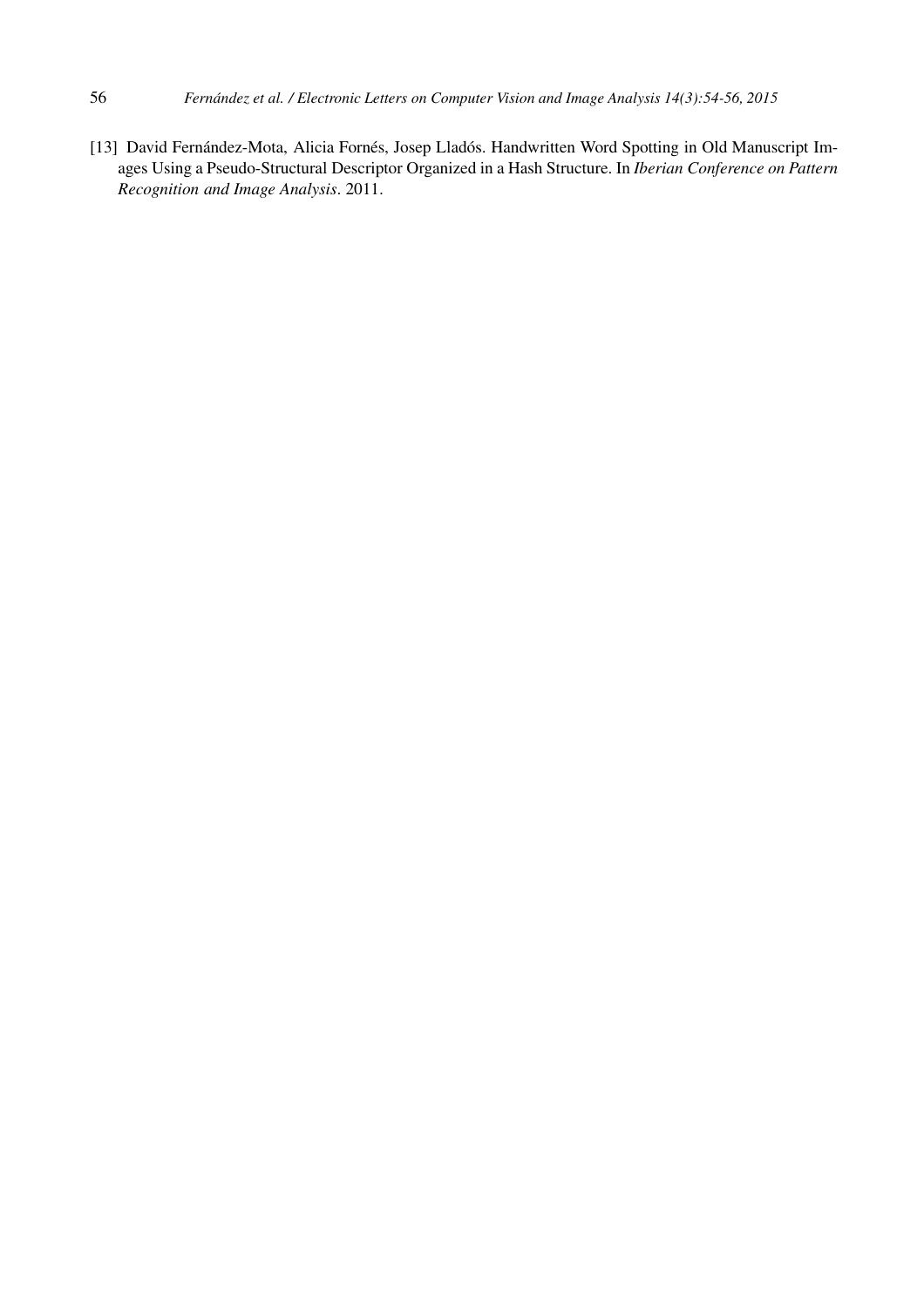[13] David Fernández-Mota, Alicia Fornés, Josep Lladós. Handwritten Word Spotting in Old Manuscript Images Using a Pseudo-Structural Descriptor Organized in a Hash Structure. In *Iberian Conference on Pattern Recognition and Image Analysis*. 2011.